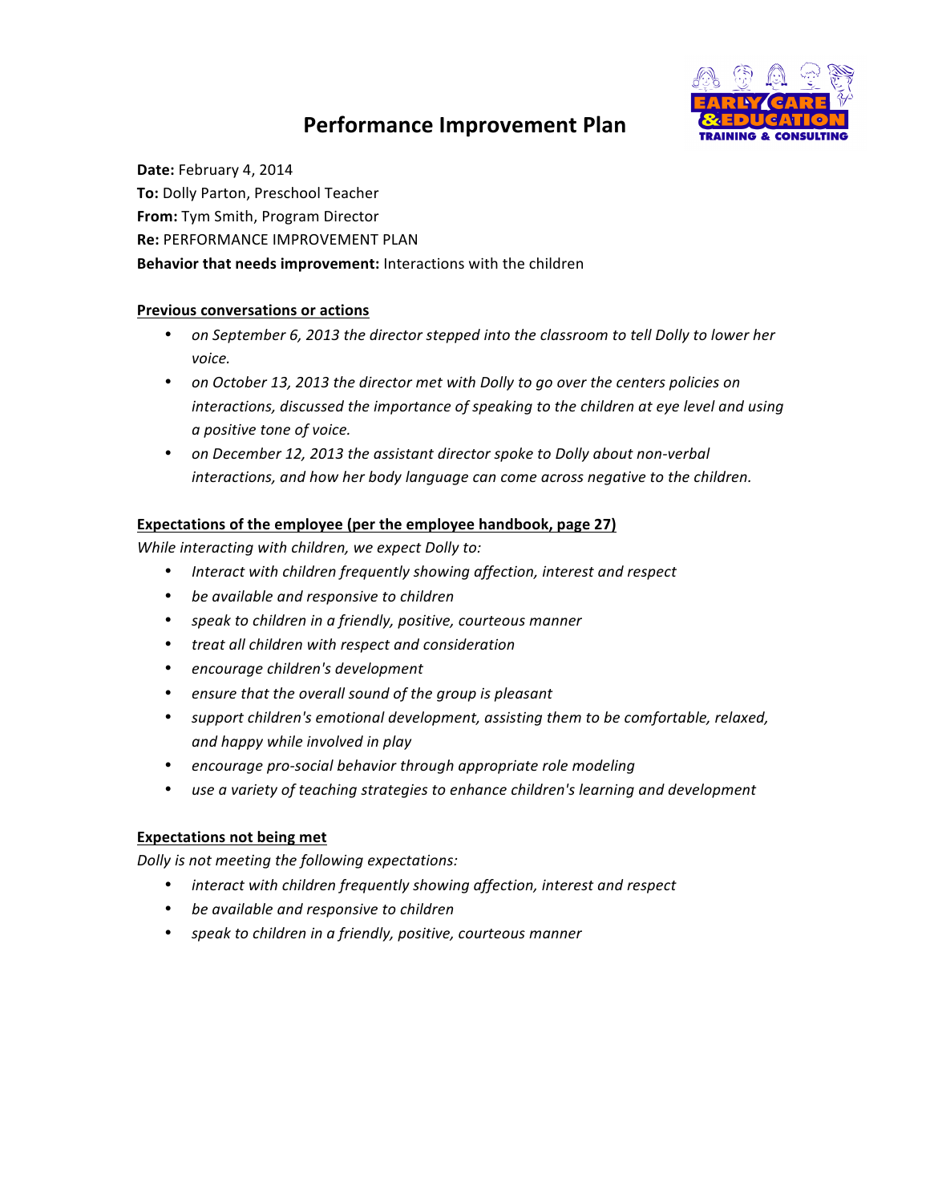# Performance Improvement Plan

**Date:** February 4, 2014
**To:** Dolly Parton, Preschool Teacher
**From:** Tym Smith, Program Director
**Re:** PERFORMANCE IMPROVEMENT PLAN
**Behavior that needs improvement:** Interactions with the children

**Previous conversations or actions**

- *on September 6, 2013 the director stepped into the classroom to tell Dolly to lower her voice.*
- *on October 13, 2013 the director met with Dolly to go over the centers policies on interactions, discussed the importance of speaking to the children at eye level and using a positive tone of voice.*
- *on December 12, 2013 the assistant director spoke to Dolly about non-verbal interactions, and how her body language can come across negative to the children.*

**Expectations of the employee (per the employee handbook, page 27)**

*While interacting with children, we expect Dolly to:*

- *Interact with children frequently showing affection, interest and respect*
- *be available and responsive to children*
- *speak to children in a friendly, positive, courteous manner*
- *treat all children with respect and consideration*
- *encourage children's development*
- *ensure that the overall sound of the group is pleasant*
- *support children's emotional development, assisting them to be comfortable, relaxed, and happy while involved in play*
- *encourage pro-social behavior through appropriate role modeling*
- *use a variety of teaching strategies to enhance children's learning and development*

**Expectations not being met**

*Dolly is not meeting the following expectations:*

- *interact with children frequently showing affection, interest and respect*
- *be available and responsive to children*
- *speak to children in a friendly, positive, courteous manner*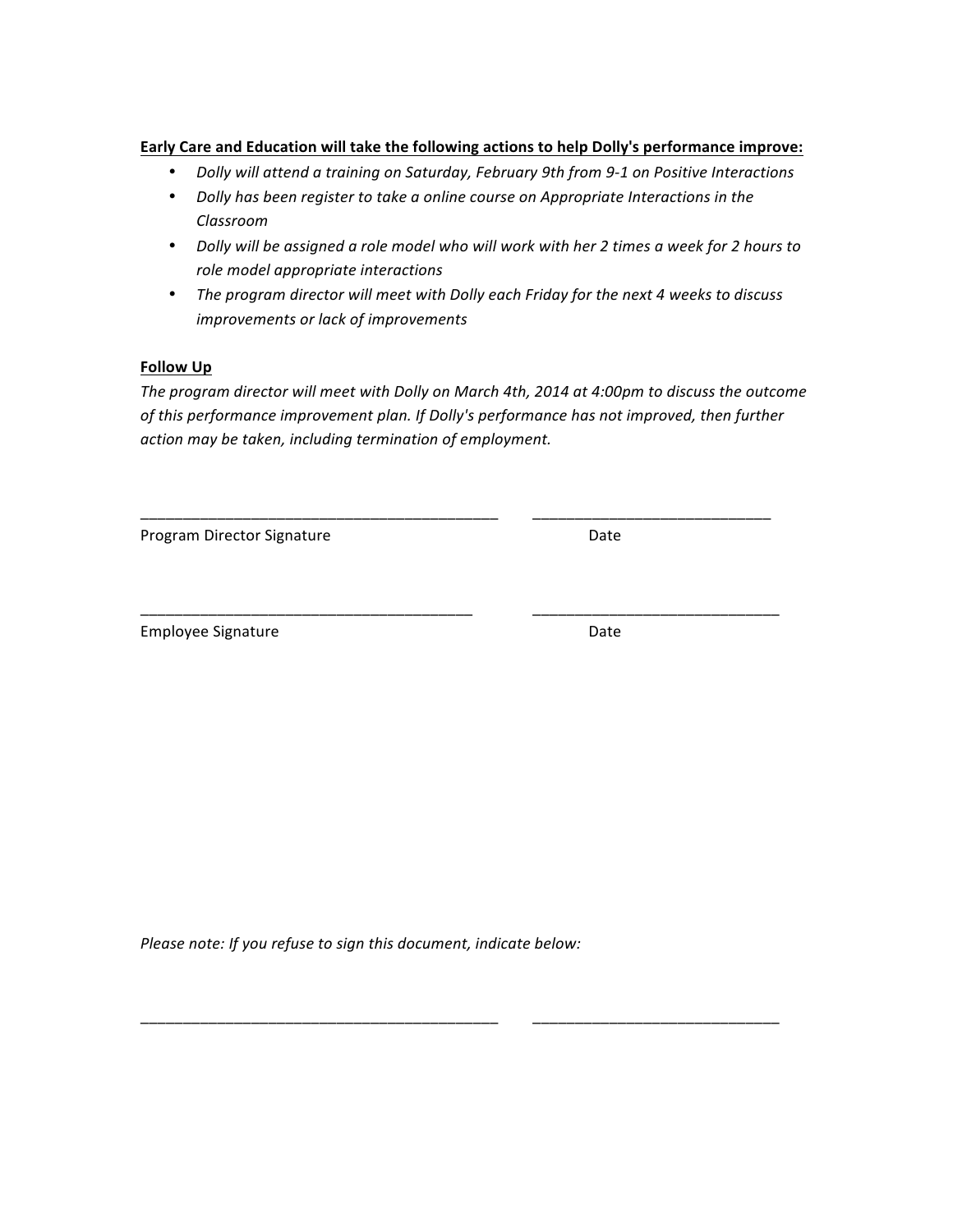**<u>Early Care and Education will take the following actions to help Dolly's performance improve:</u>**

- *Dolly will attend a training on Saturday, February 9th from 9-1 on Positive Interactions*
- *Dolly has been register to take a online course on Appropriate Interactions in the Classroom*
- *Dolly will be assigned a role model who will work with her 2 times a week for 2 hours to role model appropriate interactions*
- *The program director will meet with Dolly each Friday for the next 4 weeks to discuss improvements or lack of improvements*

**<u>Follow Up</u>**

*The program director will meet with Dolly on March 4th, 2014 at 4:00pm to discuss the outcome of this performance improvement plan. If Dolly's performance has not improved, then further action may be taken, including termination of employment.*

\_\_\_\_\_\_\_\_\_\_\_\_\_\_\_\_\_\_\_\_\_\_\_\_\_\_\_\_\_\_\_\_\_\_\_\_\_\_\_\_\_\_ &nbsp;&nbsp;&nbsp; \_\_\_\_\_\_\_\_\_\_\_\_\_\_\_\_\_\_\_\_\_\_\_\_\_\_\_\_

Program Director Signature &nbsp;&nbsp;&nbsp;&nbsp;&nbsp;&nbsp;&nbsp;&nbsp;&nbsp;&nbsp;&nbsp;&nbsp;&nbsp;&nbsp;&nbsp;&nbsp;&nbsp;&nbsp;&nbsp;&nbsp;&nbsp;&nbsp;&nbsp;&nbsp;&nbsp;&nbsp;&nbsp;&nbsp;&nbsp;&nbsp;&nbsp;&nbsp; Date

\_\_\_\_\_\_\_\_\_\_\_\_\_\_\_\_\_\_\_\_\_\_\_\_\_\_\_\_\_\_\_\_\_\_\_\_\_\_\_ &nbsp;&nbsp;&nbsp; \_\_\_\_\_\_\_\_\_\_\_\_\_\_\_\_\_\_\_\_\_\_\_\_\_\_\_\_\_

Employee Signature &nbsp;&nbsp;&nbsp;&nbsp;&nbsp;&nbsp;&nbsp;&nbsp;&nbsp;&nbsp;&nbsp;&nbsp;&nbsp;&nbsp;&nbsp;&nbsp;&nbsp;&nbsp;&nbsp;&nbsp;&nbsp;&nbsp;&nbsp;&nbsp;&nbsp;&nbsp;&nbsp;&nbsp;&nbsp;&nbsp;&nbsp;&nbsp;&nbsp;&nbsp;&nbsp;&nbsp;&nbsp;&nbsp;&nbsp;&nbsp; Date

*Please note: If you refuse to sign this document, indicate below:*

\_\_\_\_\_\_\_\_\_\_\_\_\_\_\_\_\_\_\_\_\_\_\_\_\_\_\_\_\_\_\_\_\_\_\_\_\_\_\_\_\_\_ &nbsp;&nbsp;&nbsp; \_\_\_\_\_\_\_\_\_\_\_\_\_\_\_\_\_\_\_\_\_\_\_\_\_\_\_\_\_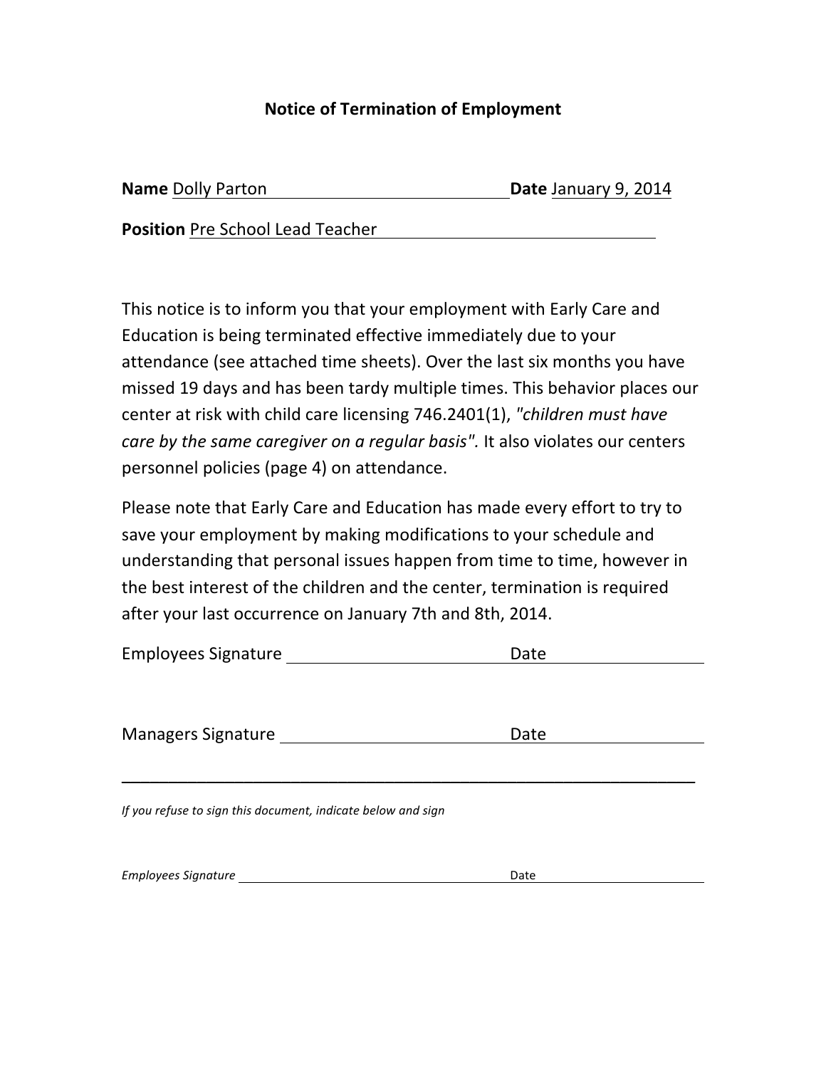# Notice of Termination of Employment

**Name** Dolly Parton **Date** January 9, 2014

**Position** Pre School Lead Teacher

This notice is to inform you that your employment with Early Care and Education is being terminated effective immediately due to your attendance (see attached time sheets). Over the last six months you have missed 19 days and has been tardy multiple times. This behavior places our center at risk with child care licensing 746.2401(1), *"children must have care by the same caregiver on a regular basis".* It also violates our centers personnel policies (page 4) on attendance.

Please note that Early Care and Education has made every effort to try to save your employment by making modifications to your schedule and understanding that personal issues happen from time to time, however in the best interest of the children and the center, termination is required after your last occurrence on January 7th and 8th, 2014.

Employees Signature ______________________ Date ______________

Managers Signature ______________________ Date ______________

---

*If you refuse to sign this document, indicate below and sign*

*Employees Signature* ______________________ Date ______________